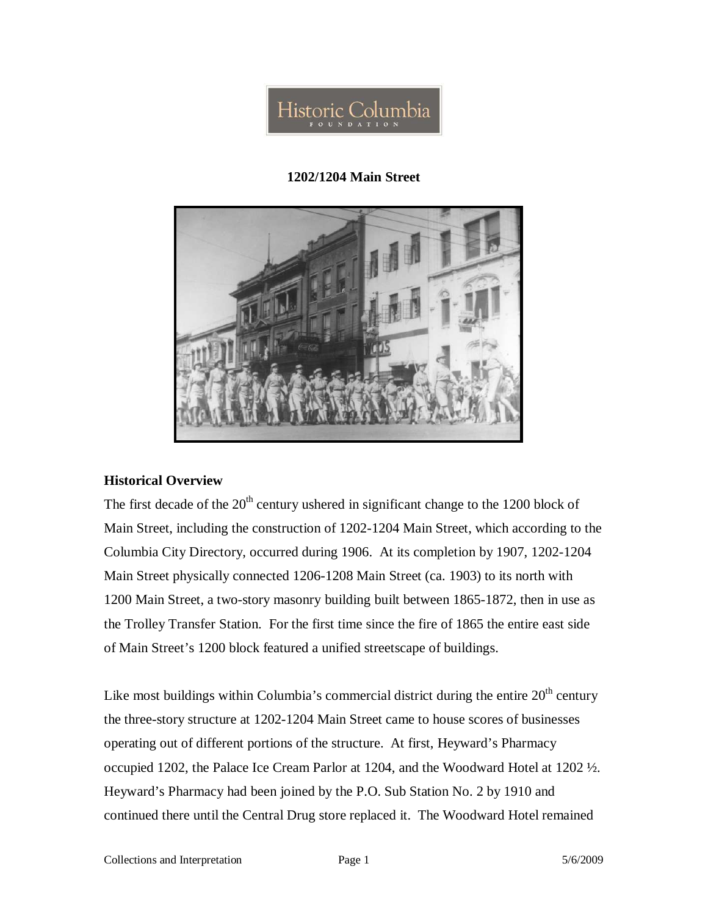Historic Columbia Foundation

# 1202/1204 Main Street

## Historical Overview

The first decade of the 20th century ushered in significant change to the 1200 block of Main Street, including the construction of 1202-1204 Main Street, which according to the Columbia City Directory, occurred during 1906. At its completion by 1907, 1202-1204 Main Street physically connected 1206-1208 Main Street (ca. 1903) to its north with 1200 Main Street, a two-story masonry building built between 1865-1872, then in use as the Trolley Transfer Station. For the first time since the fire of 1865 the entire east side of Main Street's 1200 block featured a unified streetscape of buildings.

Like most buildings within Columbia's commercial district during the entire 20th century the three-story structure at 1202-1204 Main Street came to house scores of businesses operating out of different portions of the structure. At first, Heyward's Pharmacy occupied 1202, the Palace Ice Cream Parlor at 1204, and the Woodward Hotel at 1202 ½. Heyward's Pharmacy had been joined by the P.O. Sub Station No. 2 by 1910 and continued there until the Central Drug store replaced it. The Woodward Hotel remained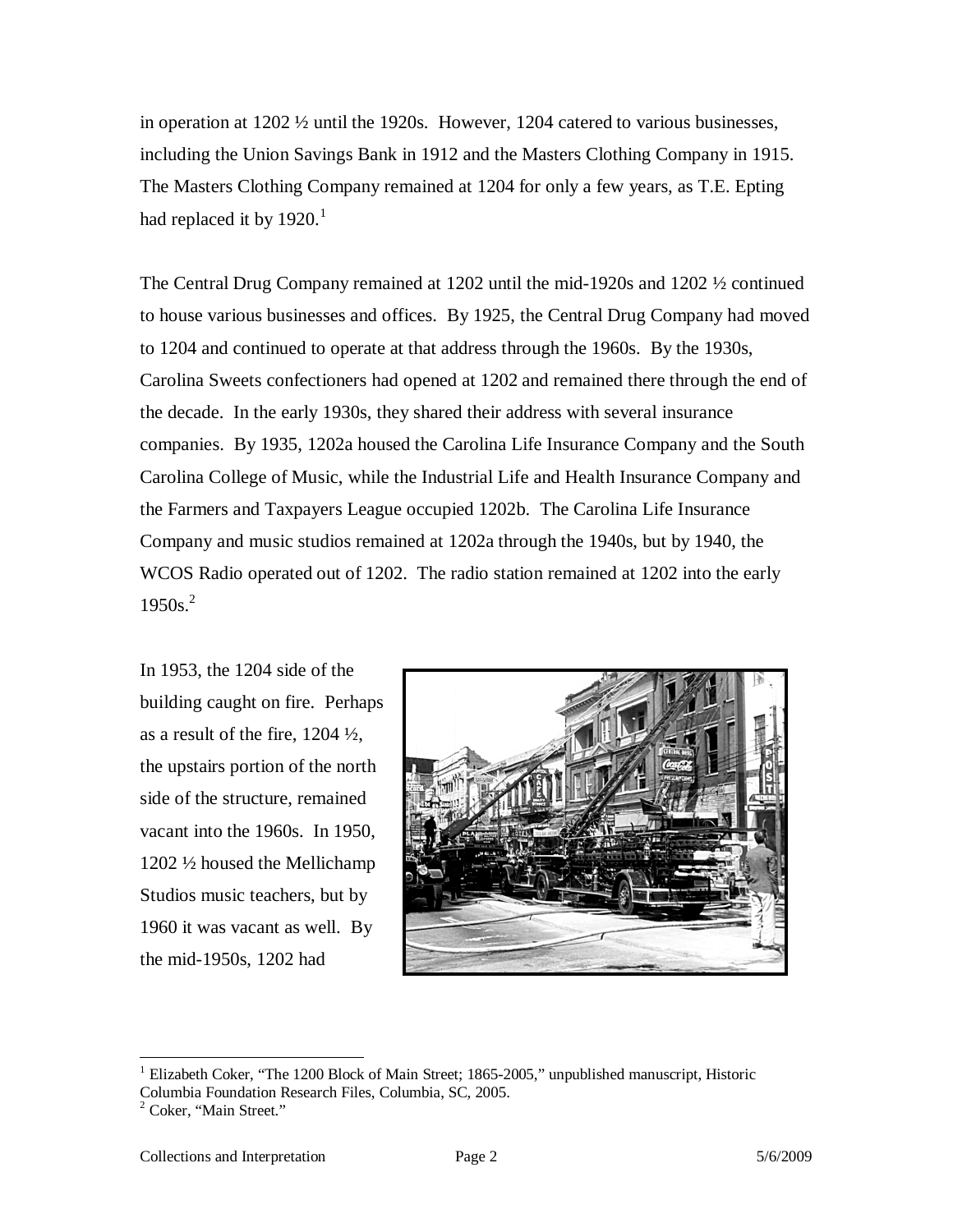in operation at 1202 ½ until the 1920s. However, 1204 catered to various businesses, including the Union Savings Bank in 1912 and the Masters Clothing Company in 1915. The Masters Clothing Company remained at 1204 for only a few years, as T.E. Epting had replaced it by 1920.[1]

The Central Drug Company remained at 1202 until the mid-1920s and 1202 ½ continued to house various businesses and offices. By 1925, the Central Drug Company had moved to 1204 and continued to operate at that address through the 1960s. By the 1930s, Carolina Sweets confectioners had opened at 1202 and remained there through the end of the decade. In the early 1930s, they shared their address with several insurance companies. By 1935, 1202a housed the Carolina Life Insurance Company and the South Carolina College of Music, while the Industrial Life and Health Insurance Company and the Farmers and Taxpayers League occupied 1202b. The Carolina Life Insurance Company and music studios remained at 1202a through the 1940s, but by 1940, the WCOS Radio operated out of 1202. The radio station remained at 1202 into the early 1950s.[2]

In 1953, the 1204 side of the building caught on fire. Perhaps as a result of the fire, 1204 ½, the upstairs portion of the north side of the structure, remained vacant into the 1960s. In 1950, 1202 ½ housed the Mellichamp Studios music teachers, but by 1960 it was vacant as well. By the mid-1950s, 1202 had

---

[1] Elizabeth Coker, "The 1200 Block of Main Street; 1865-2005," unpublished manuscript, Historic Columbia Foundation Research Files, Columbia, SC, 2005.

[2] Coker, "Main Street."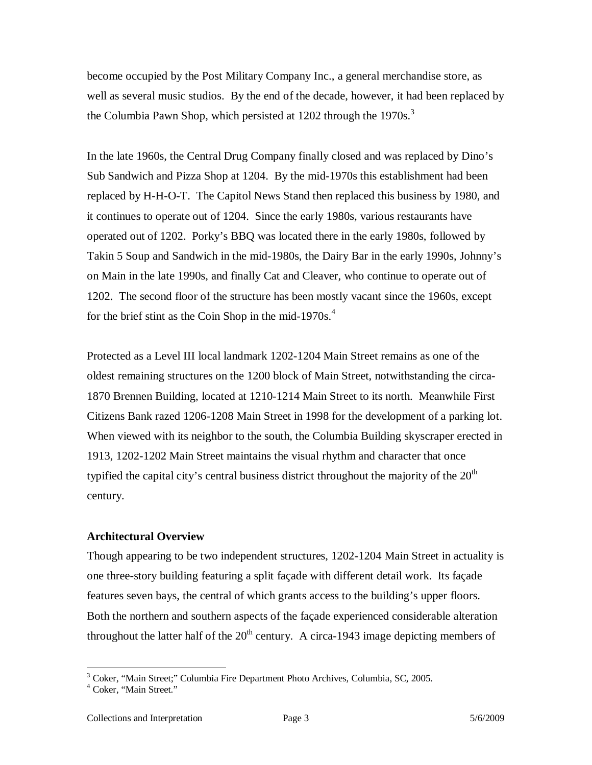become occupied by the Post Military Company Inc., a general merchandise store, as well as several music studios. By the end of the decade, however, it had been replaced by the Columbia Pawn Shop, which persisted at 1202 through the 1970s.[3]

In the late 1960s, the Central Drug Company finally closed and was replaced by Dino's Sub Sandwich and Pizza Shop at 1204. By the mid-1970s this establishment had been replaced by H-H-O-T. The Capitol News Stand then replaced this business by 1980, and it continues to operate out of 1204. Since the early 1980s, various restaurants have operated out of 1202. Porky's BBQ was located there in the early 1980s, followed by Takin 5 Soup and Sandwich in the mid-1980s, the Dairy Bar in the early 1990s, Johnny's on Main in the late 1990s, and finally Cat and Cleaver, who continue to operate out of 1202. The second floor of the structure has been mostly vacant since the 1960s, except for the brief stint as the Coin Shop in the mid-1970s.[4]

Protected as a Level III local landmark 1202-1204 Main Street remains as one of the oldest remaining structures on the 1200 block of Main Street, notwithstanding the circa-1870 Brennen Building, located at 1210-1214 Main Street to its north. Meanwhile First Citizens Bank razed 1206-1208 Main Street in 1998 for the development of a parking lot. When viewed with its neighbor to the south, the Columbia Building skyscraper erected in 1913, 1202-1202 Main Street maintains the visual rhythm and character that once typified the capital city's central business district throughout the majority of the 20th century.

**Architectural Overview**

Though appearing to be two independent structures, 1202-1204 Main Street in actuality is one three-story building featuring a split façade with different detail work. Its façade features seven bays, the central of which grants access to the building's upper floors. Both the northern and southern aspects of the façade experienced considerable alteration throughout the latter half of the 20th century. A circa-1943 image depicting members of

---

[3] Coker, "Main Street;" Columbia Fire Department Photo Archives, Columbia, SC, 2005.

[4] Coker, "Main Street."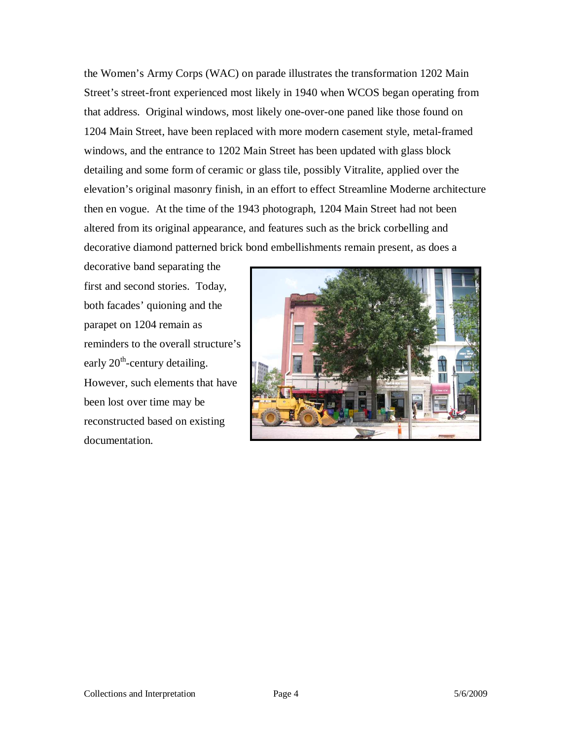the Women's Army Corps (WAC) on parade illustrates the transformation 1202 Main Street's street-front experienced most likely in 1940 when WCOS began operating from that address. Original windows, most likely one-over-one paned like those found on 1204 Main Street, have been replaced with more modern casement style, metal-framed windows, and the entrance to 1202 Main Street has been updated with glass block detailing and some form of ceramic or glass tile, possibly Vitralite, applied over the elevation's original masonry finish, in an effort to effect Streamline Moderne architecture then en vogue. At the time of the 1943 photograph, 1204 Main Street had not been altered from its original appearance, and features such as the brick corbelling and decorative diamond patterned brick bond embellishments remain present, as does a decorative band separating the first and second stories. Today, both facades' quioning and the parapet on 1204 remain as reminders to the overall structure's early 20th-century detailing. However, such elements that have been lost over time may be reconstructed based on existing documentation.